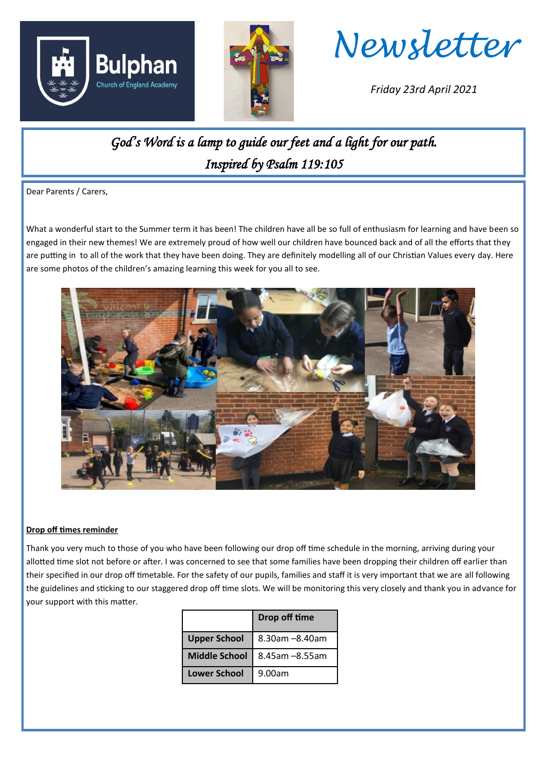# Newsletter

*Friday 23rd April 2021*

*God's Word is a lamp to guide our feet and a light for our path.*
*Inspired by Psalm 119:105*

Dear Parents / Carers,

What a wonderful start to the Summer term it has been! The children have all be so full of enthusiasm for learning and have been so engaged in their new themes! We are extremely proud of how well our children have bounced back and of all the efforts that they are putting in to all of the work that they have been doing. They are definitely modelling all of our Christian Values every day. Here are some photos of the children's amazing learning this week for you all to see.

**Drop off times reminder**

Thank you very much to those of you who have been following our drop off time schedule in the morning, arriving during your allotted time slot not before or after. I was concerned to see that some families have been dropping their children off earlier than their specified in our drop off timetable. For the safety of our pupils, families and staff it is very important that we are all following the guidelines and sticking to our staggered drop off time slots. We will be monitoring this very closely and thank you in advance for your support with this matter.

| | Drop off time |
|---|---|
| Upper School | 8.30am –8.40am |
| Middle School | 8.45am –8.55am |
| Lower School | 9.00am |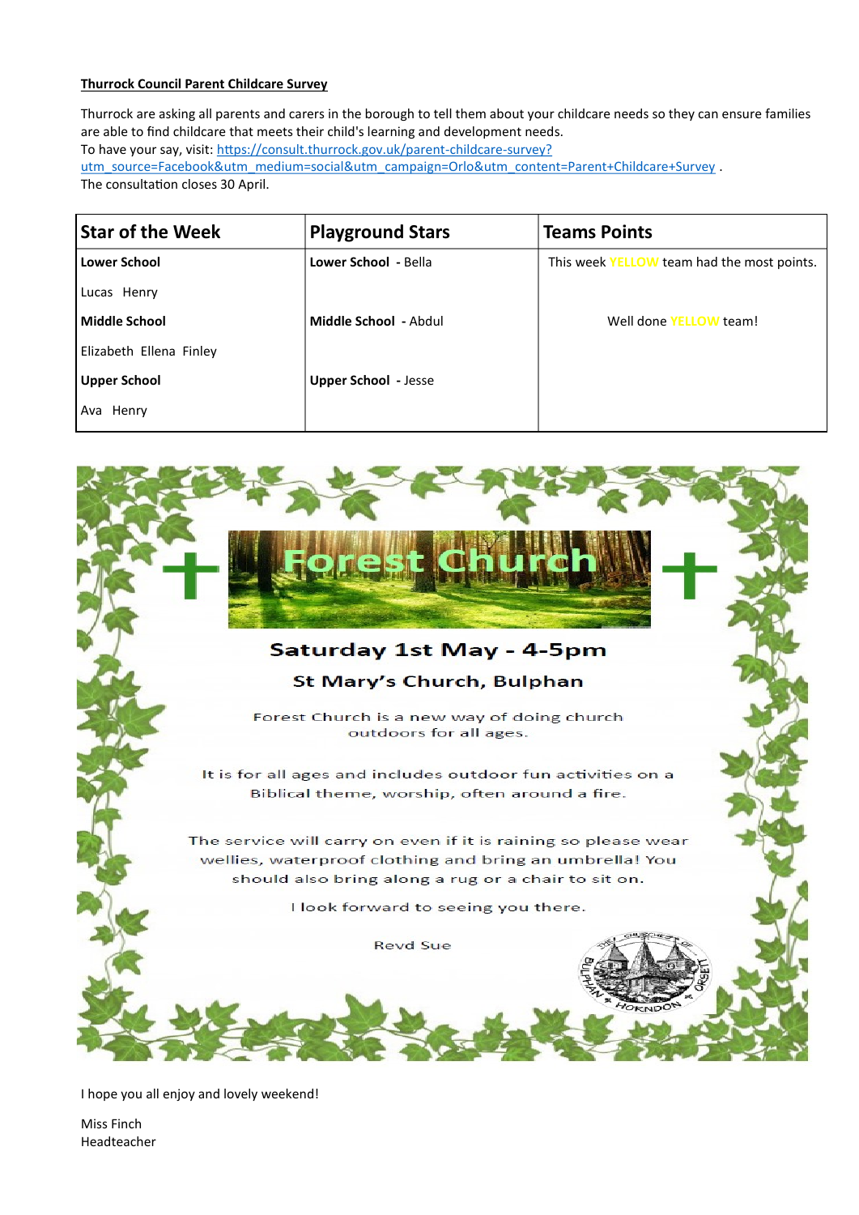**Thurrock Council Parent Childcare Survey**

Thurrock are asking all parents and carers in the borough to tell them about your childcare needs so they can ensure families are able to find childcare that meets their child's learning and development needs.
To have your say, visit: https://consult.thurrock.gov.uk/parent-childcare-survey?utm_source=Facebook&utm_medium=social&utm_campaign=Orlo&utm_content=Parent+Childcare+Survey .
The consultation closes 30 April.

| Star of the Week | Playground Stars | Teams Points |
|---|---|---|
| **Lower School** | **Lower School** - Bella | This week YELLOW team had the most points. |
| Lucas Henry | | |
| **Middle School** | **Middle School** - Abdul | Well done YELLOW team! |
| Elizabeth Ellena Finley | | |
| **Upper School** | **Upper School** - Jesse | |
| Ava Henry | | |

# Forest Church

**Saturday 1st May - 4-5pm**

**St Mary's Church, Bulphan**

Forest Church is a new way of doing church outdoors for all ages.

It is for all ages and includes outdoor fun activities on a Biblical theme, worship, often around a fire.

The service will carry on even if it is raining so please wear wellies, waterproof clothing and bring an umbrella! You should also bring along a rug or a chair to sit on.

I look forward to seeing you there.

Revd Sue

THE CHURCHES OF BULPHAN HORKNDON ORSETT

I hope you all enjoy and lovely weekend!

Miss Finch
Headteacher